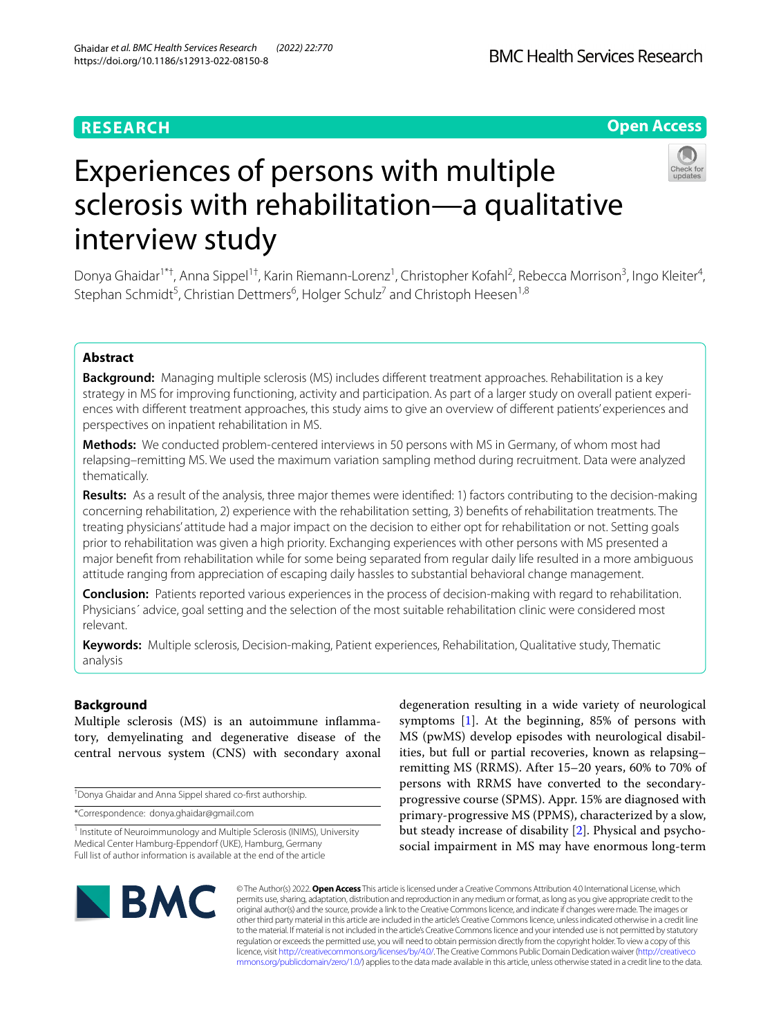**RESEARCH** **Open Access**

# Experiences of persons with multiple sclerosis with rehabilitation—a qualitative interview study

Donya Ghaidar[1*†], Anna Sippel[1†], Karin Riemann-Lorenz[1], Christopher Kofahl[2], Rebecca Morrison[3], Ingo Kleiter[4], Stephan Schmidt[5], Christian Dettmers[6], Holger Schulz[7] and Christoph Heesen[1,8]

## Abstract

**Background:** Managing multiple sclerosis (MS) includes different treatment approaches. Rehabilitation is a key strategy in MS for improving functioning, activity and participation. As part of a larger study on overall patient experiences with different treatment approaches, this study aims to give an overview of different patients' experiences and perspectives on inpatient rehabilitation in MS.

**Methods:** We conducted problem-centered interviews in 50 persons with MS in Germany, of whom most had relapsing–remitting MS. We used the maximum variation sampling method during recruitment. Data were analyzed thematically.

**Results:** As a result of the analysis, three major themes were identified: 1) factors contributing to the decision-making concerning rehabilitation, 2) experience with the rehabilitation setting, 3) benefits of rehabilitation treatments. The treating physicians' attitude had a major impact on the decision to either opt for rehabilitation or not. Setting goals prior to rehabilitation was given a high priority. Exchanging experiences with other persons with MS presented a major benefit from rehabilitation while for some being separated from regular daily life resulted in a more ambiguous attitude ranging from appreciation of escaping daily hassles to substantial behavioral change management.

**Conclusion:** Patients reported various experiences in the process of decision-making with regard to rehabilitation. Physicians´ advice, goal setting and the selection of the most suitable rehabilitation clinic were considered most relevant.

**Keywords:** Multiple sclerosis, Decision-making, Patient experiences, Rehabilitation, Qualitative study, Thematic analysis

## Background

Multiple sclerosis (MS) is an autoimmune inflammatory, demyelinating and degenerative disease of the central nervous system (CNS) with secondary axonal degeneration resulting in a wide variety of neurological symptoms [1]. At the beginning, 85% of persons with MS (pwMS) develop episodes with neurological disabilities, but full or partial recoveries, known as relapsing–remitting MS (RRMS). After 15–20 years, 60% to 70% of persons with RRMS have converted to the secondary-progressive course (SPMS). Appr. 15% are diagnosed with primary-progressive MS (PPMS), characterized by a slow, but steady increase of disability [2]. Physical and psychosocial impairment in MS may have enormous long-term

†Donya Ghaidar and Anna Sippel shared co-first authorship.

*Correspondence: donya.ghaidar@gmail.com

[1] Institute of Neuroimmunology and Multiple Sclerosis (INIMS), University Medical Center Hamburg-Eppendorf (UKE), Hamburg, Germany
Full list of author information is available at the end of the article

© The Author(s) 2022. **Open Access** This article is licensed under a Creative Commons Attribution 4.0 International License, which permits use, sharing, adaptation, distribution and reproduction in any medium or format, as long as you give appropriate credit to the original author(s) and the source, provide a link to the Creative Commons licence, and indicate if changes were made. The images or other third party material in this article are included in the article's Creative Commons licence, unless indicated otherwise in a credit line to the material. If material is not included in the article's Creative Commons licence and your intended use is not permitted by statutory regulation or exceeds the permitted use, you will need to obtain permission directly from the copyright holder. To view a copy of this licence, visit http://creativecommons.org/licenses/by/4.0/. The Creative Commons Public Domain Dedication waiver (http://creativecommons.org/publicdomain/zero/1.0/) applies to the data made available in this article, unless otherwise stated in a credit line to the data.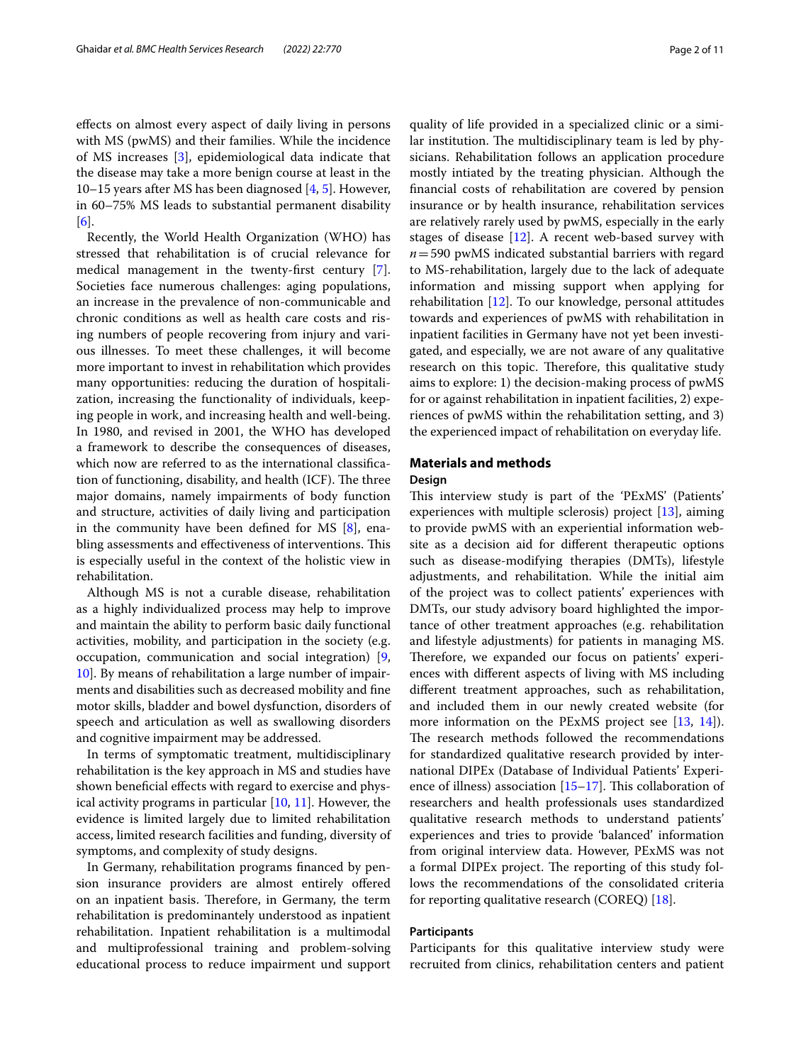effects on almost every aspect of daily living in persons with MS (pwMS) and their families. While the incidence of MS increases [3], epidemiological data indicate that the disease may take a more benign course at least in the 10–15 years after MS has been diagnosed [4, 5]. However, in 60–75% MS leads to substantial permanent disability [6].

Recently, the World Health Organization (WHO) has stressed that rehabilitation is of crucial relevance for medical management in the twenty-first century [7]. Societies face numerous challenges: aging populations, an increase in the prevalence of non-communicable and chronic conditions as well as health care costs and rising numbers of people recovering from injury and various illnesses. To meet these challenges, it will become more important to invest in rehabilitation which provides many opportunities: reducing the duration of hospitalization, increasing the functionality of individuals, keeping people in work, and increasing health and well-being. In 1980, and revised in 2001, the WHO has developed a framework to describe the consequences of diseases, which now are referred to as the international classification of functioning, disability, and health (ICF). The three major domains, namely impairments of body function and structure, activities of daily living and participation in the community have been defined for MS [8], enabling assessments and effectiveness of interventions. This is especially useful in the context of the holistic view in rehabilitation.

Although MS is not a curable disease, rehabilitation as a highly individualized process may help to improve and maintain the ability to perform basic daily functional activities, mobility, and participation in the society (e.g. occupation, communication and social integration) [9, 10]. By means of rehabilitation a large number of impairments and disabilities such as decreased mobility and fine motor skills, bladder and bowel dysfunction, disorders of speech and articulation as well as swallowing disorders and cognitive impairment may be addressed.

In terms of symptomatic treatment, multidisciplinary rehabilitation is the key approach in MS and studies have shown beneficial effects with regard to exercise and physical activity programs in particular [10, 11]. However, the evidence is limited largely due to limited rehabilitation access, limited research facilities and funding, diversity of symptoms, and complexity of study designs.

In Germany, rehabilitation programs financed by pension insurance providers are almost entirely offered on an inpatient basis. Therefore, in Germany, the term rehabilitation is predominantely understood as inpatient rehabilitation. Inpatient rehabilitation is a multimodal and multiprofessional training and problem-solving educational process to reduce impairment und support quality of life provided in a specialized clinic or a similar institution. The multidisciplinary team is led by physicians. Rehabilitation follows an application procedure mostly intiated by the treating physician. Although the financial costs of rehabilitation are covered by pension insurance or by health insurance, rehabilitation services are relatively rarely used by pwMS, especially in the early stages of disease [12]. A recent web-based survey with $n = 590$ pwMS indicated substantial barriers with regard to MS-rehabilitation, largely due to the lack of adequate information and missing support when applying for rehabilitation [12]. To our knowledge, personal attitudes towards and experiences of pwMS with rehabilitation in inpatient facilities in Germany have not yet been investigated, and especially, we are not aware of any qualitative research on this topic. Therefore, this qualitative study aims to explore: 1) the decision-making process of pwMS for or against rehabilitation in inpatient facilities, 2) experiences of pwMS within the rehabilitation setting, and 3) the experienced impact of rehabilitation on everyday life.

## Materials and methods

### Design

This interview study is part of the 'PExMS' (Patients' experiences with multiple sclerosis) project [13], aiming to provide pwMS with an experiential information website as a decision aid for different therapeutic options such as disease-modifying therapies (DMTs), lifestyle adjustments, and rehabilitation. While the initial aim of the project was to collect patients' experiences with DMTs, our study advisory board highlighted the importance of other treatment approaches (e.g. rehabilitation and lifestyle adjustments) for patients in managing MS. Therefore, we expanded our focus on patients' experiences with different aspects of living with MS including different treatment approaches, such as rehabilitation, and included them in our newly created website (for more information on the PExMS project see [13, 14]). The research methods followed the recommendations for standardized qualitative research provided by international DIPEx (Database of Individual Patients' Experience of illness) association [15–17]. This collaboration of researchers and health professionals uses standardized qualitative research methods to understand patients' experiences and tries to provide 'balanced' information from original interview data. However, PExMS was not a formal DIPEx project. The reporting of this study follows the recommendations of the consolidated criteria for reporting qualitative research (COREQ) [18].

### Participants

Participants for this qualitative interview study were recruited from clinics, rehabilitation centers and patient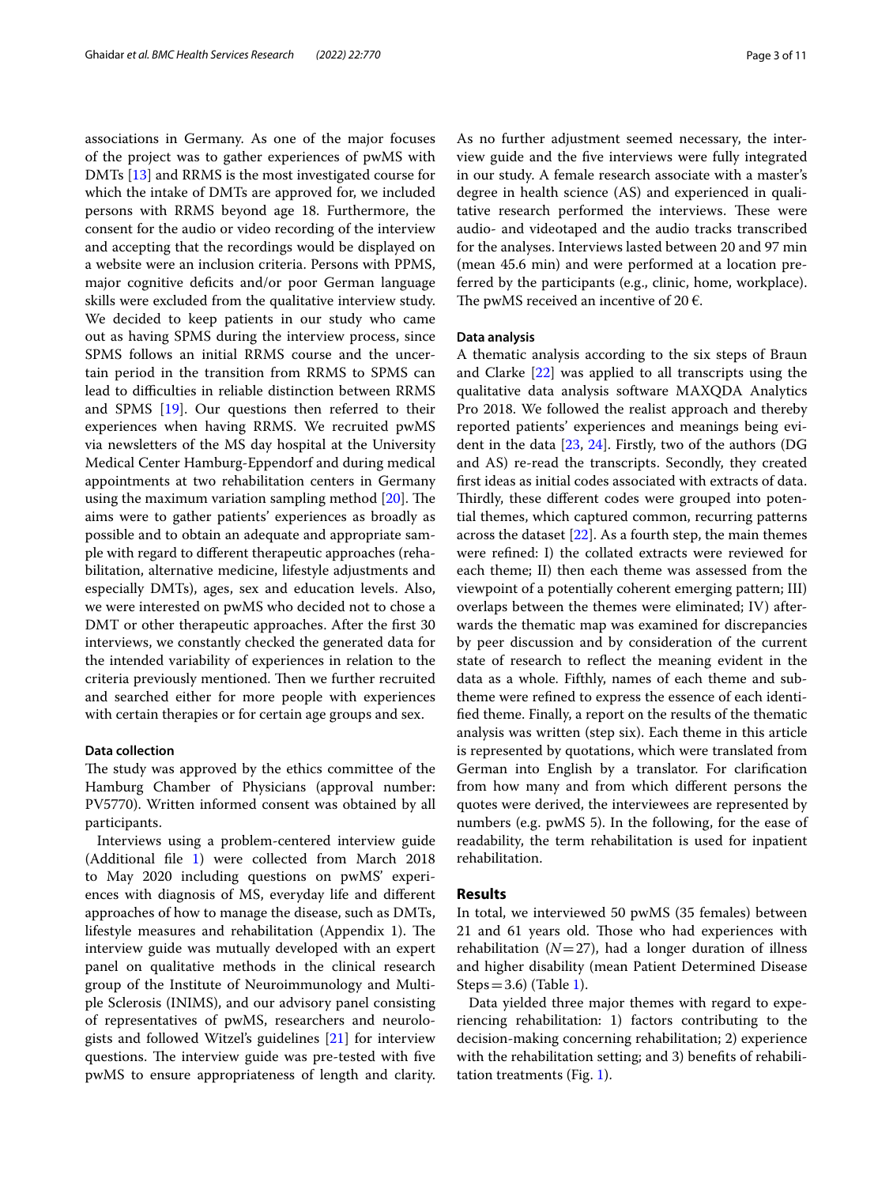associations in Germany. As one of the major focuses of the project was to gather experiences of pwMS with DMTs [13] and RRMS is the most investigated course for which the intake of DMTs are approved for, we included persons with RRMS beyond age 18. Furthermore, the consent for the audio or video recording of the interview and accepting that the recordings would be displayed on a website were an inclusion criteria. Persons with PPMS, major cognitive deficits and/or poor German language skills were excluded from the qualitative interview study. We decided to keep patients in our study who came out as having SPMS during the interview process, since SPMS follows an initial RRMS course and the uncertain period in the transition from RRMS to SPMS can lead to difficulties in reliable distinction between RRMS and SPMS [19]. Our questions then referred to their experiences when having RRMS. We recruited pwMS via newsletters of the MS day hospital at the University Medical Center Hamburg-Eppendorf and during medical appointments at two rehabilitation centers in Germany using the maximum variation sampling method [20]. The aims were to gather patients' experiences as broadly as possible and to obtain an adequate and appropriate sample with regard to different therapeutic approaches (rehabilitation, alternative medicine, lifestyle adjustments and especially DMTs), ages, sex and education levels. Also, we were interested on pwMS who decided not to chose a DMT or other therapeutic approaches. After the first 30 interviews, we constantly checked the generated data for the intended variability of experiences in relation to the criteria previously mentioned. Then we further recruited and searched either for more people with experiences with certain therapies or for certain age groups and sex.

#### Data collection

The study was approved by the ethics committee of the Hamburg Chamber of Physicians (approval number: PV5770). Written informed consent was obtained by all participants.

Interviews using a problem-centered interview guide (Additional file 1) were collected from March 2018 to May 2020 including questions on pwMS' experiences with diagnosis of MS, everyday life and different approaches of how to manage the disease, such as DMTs, lifestyle measures and rehabilitation (Appendix 1). The interview guide was mutually developed with an expert panel on qualitative methods in the clinical research group of the Institute of Neuroimmunology and Multiple Sclerosis (INIMS), and our advisory panel consisting of representatives of pwMS, researchers and neurologists and followed Witzel's guidelines [21] for interview questions. The interview guide was pre-tested with five pwMS to ensure appropriateness of length and clarity. As no further adjustment seemed necessary, the interview guide and the five interviews were fully integrated in our study. A female research associate with a master's degree in health science (AS) and experienced in qualitative research performed the interviews. These were audio- and videotaped and the audio tracks transcribed for the analyses. Interviews lasted between 20 and 97 min (mean 45.6 min) and were performed at a location preferred by the participants (e.g., clinic, home, workplace). The pwMS received an incentive of 20 €.

#### Data analysis

A thematic analysis according to the six steps of Braun and Clarke [22] was applied to all transcripts using the qualitative data analysis software MAXQDA Analytics Pro 2018. We followed the realist approach and thereby reported patients' experiences and meanings being evident in the data [23, 24]. Firstly, two of the authors (DG and AS) re-read the transcripts. Secondly, they created first ideas as initial codes associated with extracts of data. Thirdly, these different codes were grouped into potential themes, which captured common, recurring patterns across the dataset [22]. As a fourth step, the main themes were refined: I) the collated extracts were reviewed for each theme; II) then each theme was assessed from the viewpoint of a potentially coherent emerging pattern; III) overlaps between the themes were eliminated; IV) afterwards the thematic map was examined for discrepancies by peer discussion and by consideration of the current state of research to reflect the meaning evident in the data as a whole. Fifthly, names of each theme and subtheme were refined to express the essence of each identified theme. Finally, a report on the results of the thematic analysis was written (step six). Each theme in this article is represented by quotations, which were translated from German into English by a translator. For clarification from how many and from which different persons the quotes were derived, the interviewees are represented by numbers (e.g. pwMS 5). In the following, for the ease of readability, the term rehabilitation is used for inpatient rehabilitation.

## Results

In total, we interviewed 50 pwMS (35 females) between 21 and 61 years old. Those who had experiences with rehabilitation ($N = 27$), had a longer duration of illness and higher disability (mean Patient Determined Disease Steps = 3.6) (Table 1).

Data yielded three major themes with regard to experiencing rehabilitation: 1) factors contributing to the decision-making concerning rehabilitation; 2) experience with the rehabilitation setting; and 3) benefits of rehabilitation treatments (Fig. 1).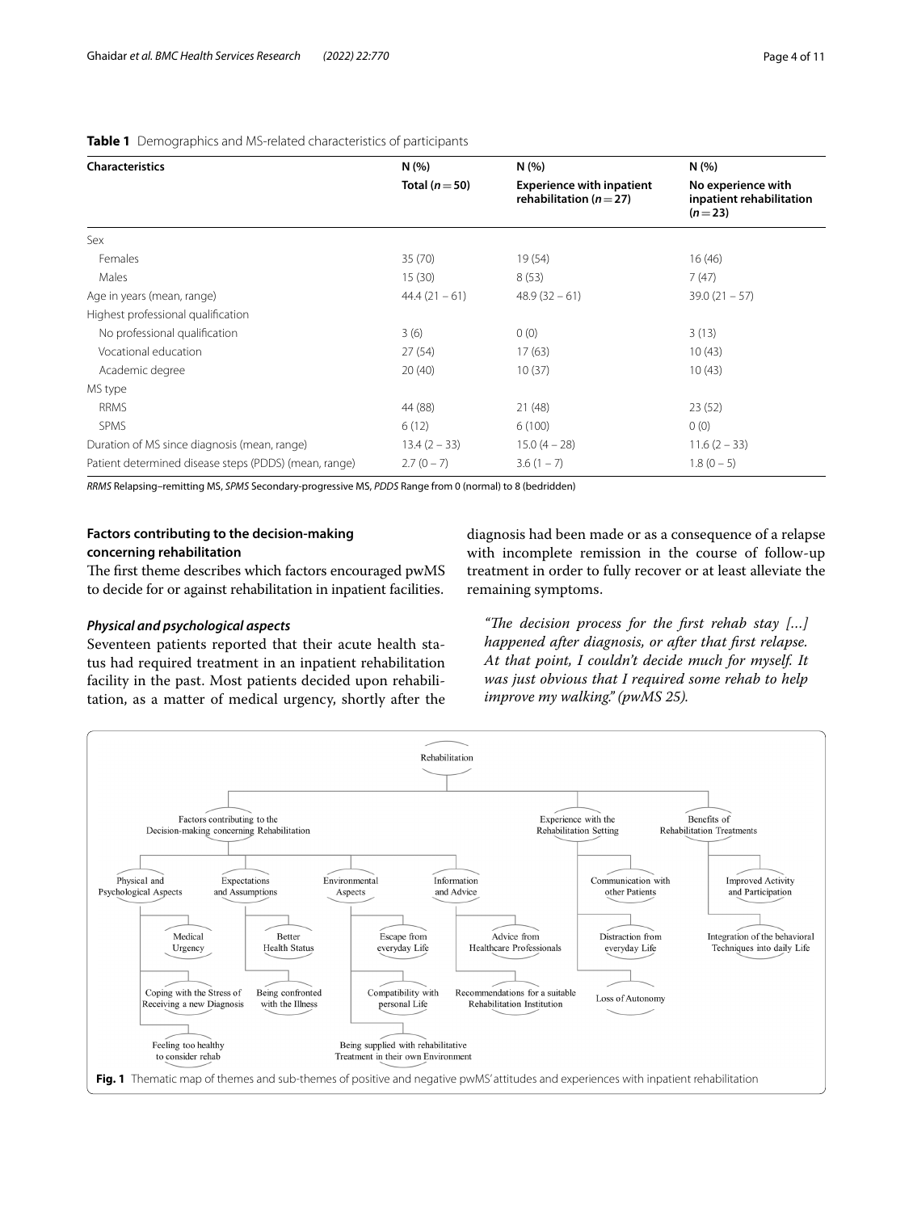**Table 1** Demographics and MS-related characteristics of participants

| Characteristics | N (%) Total (n = 50) | N (%) Experience with inpatient rehabilitation (n = 27) | N (%) No experience with inpatient rehabilitation (n = 23) |
|---|---|---|---|
| Sex | | | |
| Females | 35 (70) | 19 (54) | 16 (46) |
| Males | 15 (30) | 8 (53) | 7 (47) |
| Age in years (mean, range) | 44.4 (21 – 61) | 48.9 (32 – 61) | 39.0 (21 – 57) |
| Highest professional qualification | | | |
| No professional qualification | 3 (6) | 0 (0) | 3 (13) |
| Vocational education | 27 (54) | 17 (63) | 10 (43) |
| Academic degree | 20 (40) | 10 (37) | 10 (43) |
| MS type | | | |
| RRMS | 44 (88) | 21 (48) | 23 (52) |
| SPMS | 6 (12) | 6 (100) | 0 (0) |
| Duration of MS since diagnosis (mean, range) | 13.4 (2 – 33) | 15.0 (4 – 28) | 11.6 (2 – 33) |
| Patient determined disease steps (PDDS) (mean, range) | 2.7 (0 – 7) | 3.6 (1 – 7) | 1.8 (0 – 5) |

*RRMS* Relapsing–remitting MS, *SPMS* Secondary-progressive MS, *PDDS* Range from 0 (normal) to 8 (bedridden)

### Factors contributing to the decision-making concerning rehabilitation

The first theme describes which factors encouraged pwMS to decide for or against rehabilitation in inpatient facilities.

#### *Physical and psychological aspects*

Seventeen patients reported that their acute health status had required treatment in an inpatient rehabilitation facility in the past. Most patients decided upon rehabilitation, as a matter of medical urgency, shortly after the diagnosis had been made or as a consequence of a relapse with incomplete remission in the course of follow-up treatment in order to fully recover or at least alleviate the remaining symptoms.

> *"The decision process for the first rehab stay [...] happened after diagnosis, or after that first relapse. At that point, I couldn't decide much for myself. It was just obvious that I required some rehab to help improve my walking." (pwMS 25).*

Rehabilitation
- Factors contributing to the Decision-making concerning Rehabilitation
  - Physical and Psychological Aspects
    - Medical Urgency
    - Coping with the Stress of Receiving a new Diagnosis
    - Feeling too healthy to consider rehab
  - Expectations and Assumptions
    - Better Health Status
    - Being confronted with the Illness
  - Environmental Aspects
    - Escape from everyday Life
    - Compatibility with personal Life
    - Being supplied with rehabilitative Treatment in their own Environment
  - Information and Advice
    - Advice from Healthcare Professionals
    - Recommendations for a suitable Rehabilitation Institution
- Experience with the Rehabilitation Setting
  - Communication with other Patients
  - Distraction from everyday Life
  - Loss of Autonomy
- Benefits of Rehabilitation Treatments
  - Improved Activity and Participation
  - Integration of the behavioral Techniques into daily Life

**Fig. 1** Thematic map of themes and sub-themes of positive and negative pwMS' attitudes and experiences with inpatient rehabilitation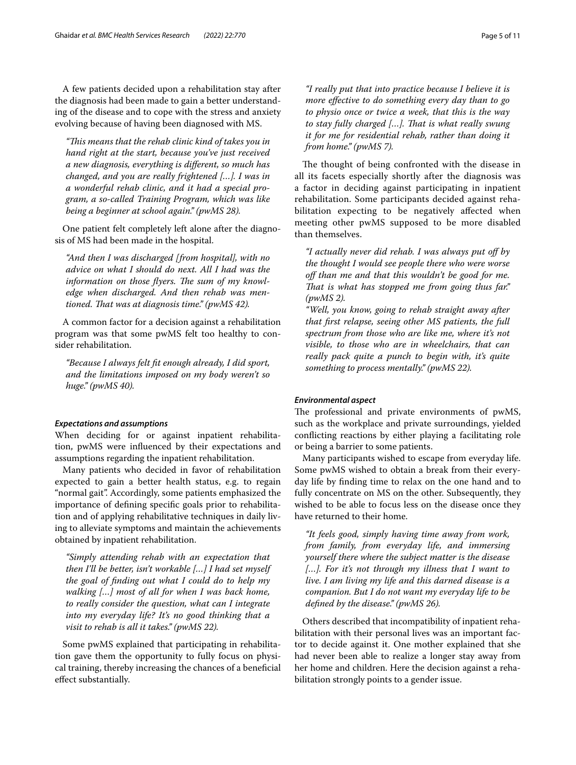A few patients decided upon a rehabilitation stay after the diagnosis had been made to gain a better understanding of the disease and to cope with the stress and anxiety evolving because of having been diagnosed with MS.

> *"This means that the rehab clinic kind of takes you in hand right at the start, because you've just received a new diagnosis, everything is different, so much has changed, and you are really frightened […]. I was in a wonderful rehab clinic, and it had a special program, a so-called Training Program, which was like being a beginner at school again." (pwMS 28).*

One patient felt completely left alone after the diagnosis of MS had been made in the hospital.

> *"And then I was discharged [from hospital], with no advice on what I should do next. All I had was the information on those flyers. The sum of my knowledge when discharged. And then rehab was mentioned. That was at diagnosis time." (pwMS 42).*

A common factor for a decision against a rehabilitation program was that some pwMS felt too healthy to consider rehabilitation.

> *"Because I always felt fit enough already, I did sport, and the limitations imposed on my body weren't so huge." (pwMS 40).*

#### *Expectations and assumptions*

When deciding for or against inpatient rehabilitation, pwMS were influenced by their expectations and assumptions regarding the inpatient rehabilitation.

Many patients who decided in favor of rehabilitation expected to gain a better health status, e.g. to regain "normal gait". Accordingly, some patients emphasized the importance of defining specific goals prior to rehabilitation and of applying rehabilitative techniques in daily living to alleviate symptoms and maintain the achievements obtained by inpatient rehabilitation.

> *"Simply attending rehab with an expectation that then I'll be better, isn't workable […] I had set myself the goal of finding out what I could do to help my walking […] most of all for when I was back home, to really consider the question, what can I integrate into my everyday life? It's no good thinking that a visit to rehab is all it takes." (pwMS 22).*

Some pwMS explained that participating in rehabilitation gave them the opportunity to fully focus on physical training, thereby increasing the chances of a beneficial effect substantially.

> *"I really put that into practice because I believe it is more effective to do something every day than to go to physio once or twice a week, that this is the way to stay fully charged […]. That is what really swung it for me for residential rehab, rather than doing it from home." (pwMS 7).*

The thought of being confronted with the disease in all its facets especially shortly after the diagnosis was a factor in deciding against participating in inpatient rehabilitation. Some participants decided against rehabilitation expecting to be negatively affected when meeting other pwMS supposed to be more disabled than themselves.

> *"I actually never did rehab. I was always put off by the thought I would see people there who were worse off than me and that this wouldn't be good for me. That is what has stopped me from going thus far." (pwMS 2).*
>
> *"Well, you know, going to rehab straight away after that first relapse, seeing other MS patients, the full spectrum from those who are like me, where it's not visible, to those who are in wheelchairs, that can really pack quite a punch to begin with, it's quite something to process mentally." (pwMS 22).*

#### *Environmental aspect*

The professional and private environments of pwMS, such as the workplace and private surroundings, yielded conflicting reactions by either playing a facilitating role or being a barrier to some patients.

Many participants wished to escape from everyday life. Some pwMS wished to obtain a break from their everyday life by finding time to relax on the one hand and to fully concentrate on MS on the other. Subsequently, they wished to be able to focus less on the disease once they have returned to their home.

> *"It feels good, simply having time away from work, from family, from everyday life, and immersing yourself there where the subject matter is the disease […]. For it's not through my illness that I want to live. I am living my life and this darned disease is a companion. But I do not want my everyday life to be defined by the disease." (pwMS 26).*

Others described that incompatibility of inpatient rehabilitation with their personal lives was an important factor to decide against it. One mother explained that she had never been able to realize a longer stay away from her home and children. Here the decision against a rehabilitation strongly points to a gender issue.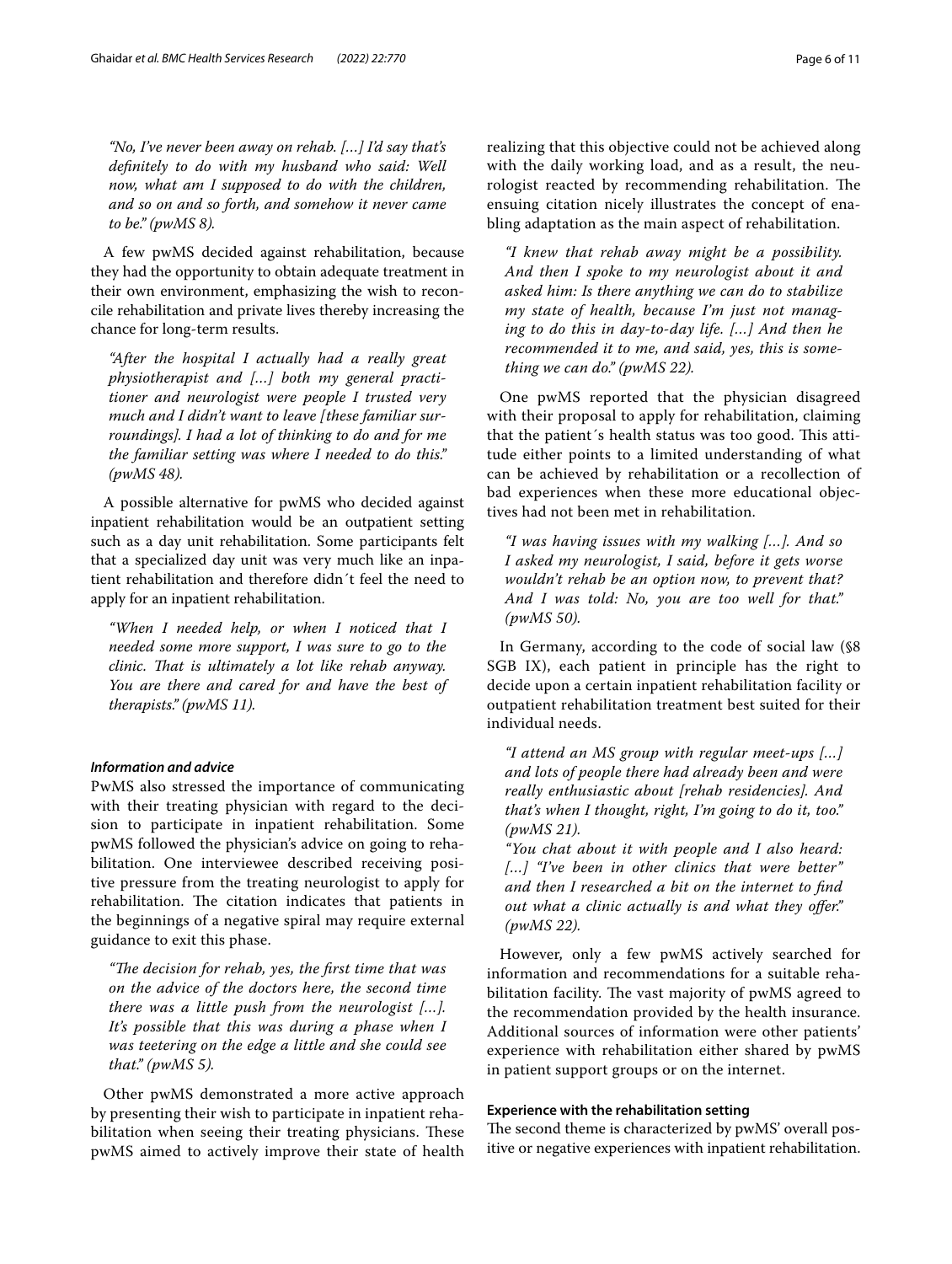*"No, I've never been away on rehab. […] I'd say that's definitely to do with my husband who said: Well now, what am I supposed to do with the children, and so on and so forth, and somehow it never came to be." (pwMS 8).*

A few pwMS decided against rehabilitation, because they had the opportunity to obtain adequate treatment in their own environment, emphasizing the wish to reconcile rehabilitation and private lives thereby increasing the chance for long-term results.

*"After the hospital I actually had a really great physiotherapist and […] both my general practitioner and neurologist were people I trusted very much and I didn't want to leave [these familiar surroundings]. I had a lot of thinking to do and for me the familiar setting was where I needed to do this." (pwMS 48).*

A possible alternative for pwMS who decided against inpatient rehabilitation would be an outpatient setting such as a day unit rehabilitation. Some participants felt that a specialized day unit was very much like an inpatient rehabilitation and therefore didn´t feel the need to apply for an inpatient rehabilitation.

*"When I needed help, or when I noticed that I needed some more support, I was sure to go to the clinic. That is ultimately a lot like rehab anyway. You are there and cared for and have the best of therapists." (pwMS 11).*

#### *Information and advice*

PwMS also stressed the importance of communicating with their treating physician with regard to the decision to participate in inpatient rehabilitation. Some pwMS followed the physician's advice on going to rehabilitation. One interviewee described receiving positive pressure from the treating neurologist to apply for rehabilitation. The citation indicates that patients in the beginnings of a negative spiral may require external guidance to exit this phase.

*"The decision for rehab, yes, the first time that was on the advice of the doctors here, the second time there was a little push from the neurologist […]. It's possible that this was during a phase when I was teetering on the edge a little and she could see that." (pwMS 5).*

Other pwMS demonstrated a more active approach by presenting their wish to participate in inpatient rehabilitation when seeing their treating physicians. These pwMS aimed to actively improve their state of health realizing that this objective could not be achieved along with the daily working load, and as a result, the neurologist reacted by recommending rehabilitation. The ensuing citation nicely illustrates the concept of enabling adaptation as the main aspect of rehabilitation.

*"I knew that rehab away might be a possibility. And then I spoke to my neurologist about it and asked him: Is there anything we can do to stabilize my state of health, because I'm just not managing to do this in day-to-day life. […] And then he recommended it to me, and said, yes, this is something we can do." (pwMS 22).*

One pwMS reported that the physician disagreed with their proposal to apply for rehabilitation, claiming that the patient´s health status was too good. This attitude either points to a limited understanding of what can be achieved by rehabilitation or a recollection of bad experiences when these more educational objectives had not been met in rehabilitation.

*"I was having issues with my walking […]. And so I asked my neurologist, I said, before it gets worse wouldn't rehab be an option now, to prevent that? And I was told: No, you are too well for that." (pwMS 50).*

In Germany, according to the code of social law (§8 SGB IX), each patient in principle has the right to decide upon a certain inpatient rehabilitation facility or outpatient rehabilitation treatment best suited for their individual needs.

*"I attend an MS group with regular meet-ups […] and lots of people there had already been and were really enthusiastic about [rehab residencies]. And that's when I thought, right, I'm going to do it, too." (pwMS 21).*

*"You chat about it with people and I also heard: […] "I've been in other clinics that were better" and then I researched a bit on the internet to find out what a clinic actually is and what they offer." (pwMS 22).*

However, only a few pwMS actively searched for information and recommendations for a suitable rehabilitation facility. The vast majority of pwMS agreed to the recommendation provided by the health insurance. Additional sources of information were other patients' experience with rehabilitation either shared by pwMS in patient support groups or on the internet.

### Experience with the rehabilitation setting

The second theme is characterized by pwMS' overall positive or negative experiences with inpatient rehabilitation.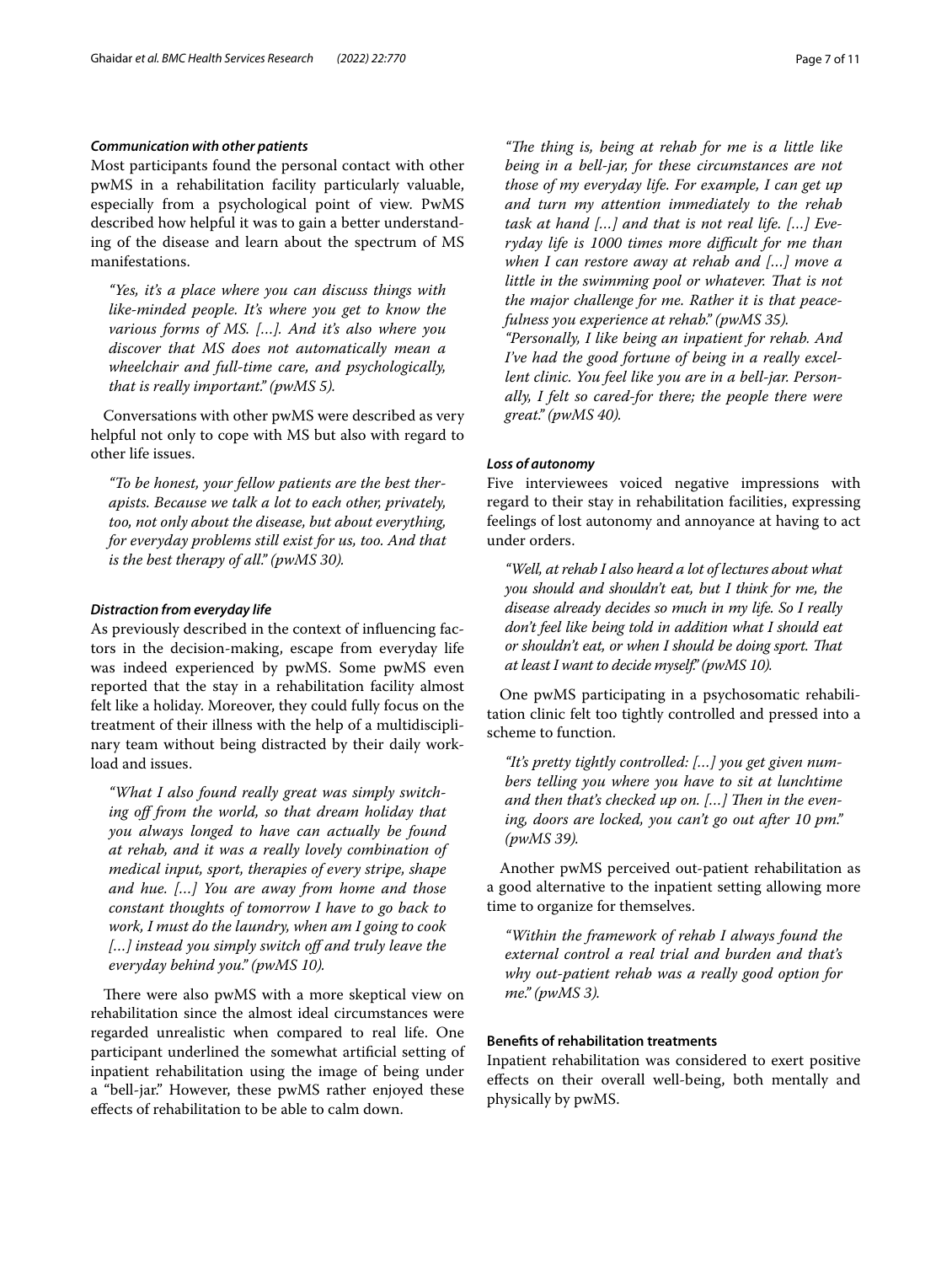#### *Communication with other patients*

Most participants found the personal contact with other pwMS in a rehabilitation facility particularly valuable, especially from a psychological point of view. PwMS described how helpful it was to gain a better understanding of the disease and learn about the spectrum of MS manifestations.

> *"Yes, it's a place where you can discuss things with like-minded people. It's where you get to know the various forms of MS. […]. And it's also where you discover that MS does not automatically mean a wheelchair and full-time care, and psychologically, that is really important." (pwMS 5).*

Conversations with other pwMS were described as very helpful not only to cope with MS but also with regard to other life issues.

> *"To be honest, your fellow patients are the best therapists. Because we talk a lot to each other, privately, too, not only about the disease, but about everything, for everyday problems still exist for us, too. And that is the best therapy of all." (pwMS 30).*

#### *Distraction from everyday life*

As previously described in the context of influencing factors in the decision-making, escape from everyday life was indeed experienced by pwMS. Some pwMS even reported that the stay in a rehabilitation facility almost felt like a holiday. Moreover, they could fully focus on the treatment of their illness with the help of a multidisciplinary team without being distracted by their daily workload and issues.

> *"What I also found really great was simply switching off from the world, so that dream holiday that you always longed to have can actually be found at rehab, and it was a really lovely combination of medical input, sport, therapies of every stripe, shape and hue. […] You are away from home and those constant thoughts of tomorrow I have to go back to work, I must do the laundry, when am I going to cook […] instead you simply switch off and truly leave the everyday behind you." (pwMS 10).*

There were also pwMS with a more skeptical view on rehabilitation since the almost ideal circumstances were regarded unrealistic when compared to real life. One participant underlined the somewhat artificial setting of inpatient rehabilitation using the image of being under a "bell-jar." However, these pwMS rather enjoyed these effects of rehabilitation to be able to calm down.

> *"The thing is, being at rehab for me is a little like being in a bell-jar, for these circumstances are not those of my everyday life. For example, I can get up and turn my attention immediately to the rehab task at hand […] and that is not real life. […] Everyday life is 1000 times more difficult for me than when I can restore away at rehab and […] move a little in the swimming pool or whatever. That is not the major challenge for me. Rather it is that peacefulness you experience at rehab." (pwMS 35).*
>
> *"Personally, I like being an inpatient for rehab. And I've had the good fortune of being in a really excellent clinic. You feel like you are in a bell-jar. Personally, I felt so cared-for there; the people there were great." (pwMS 40).*

#### *Loss of autonomy*

Five interviewees voiced negative impressions with regard to their stay in rehabilitation facilities, expressing feelings of lost autonomy and annoyance at having to act under orders.

> *"Well, at rehab I also heard a lot of lectures about what you should and shouldn't eat, but I think for me, the disease already decides so much in my life. So I really don't feel like being told in addition what I should eat or shouldn't eat, or when I should be doing sport. That at least I want to decide myself." (pwMS 10).*

One pwMS participating in a psychosomatic rehabilitation clinic felt too tightly controlled and pressed into a scheme to function.

> *"It's pretty tightly controlled: […] you get given numbers telling you where you have to sit at lunchtime and then that's checked up on. […] Then in the evening, doors are locked, you can't go out after 10 pm." (pwMS 39).*

Another pwMS perceived out-patient rehabilitation as a good alternative to the inpatient setting allowing more time to organize for themselves.

> *"Within the framework of rehab I always found the external control a real trial and burden and that's why out-patient rehab was a really good option for me." (pwMS 3).*

### Benefits of rehabilitation treatments

Inpatient rehabilitation was considered to exert positive effects on their overall well-being, both mentally and physically by pwMS.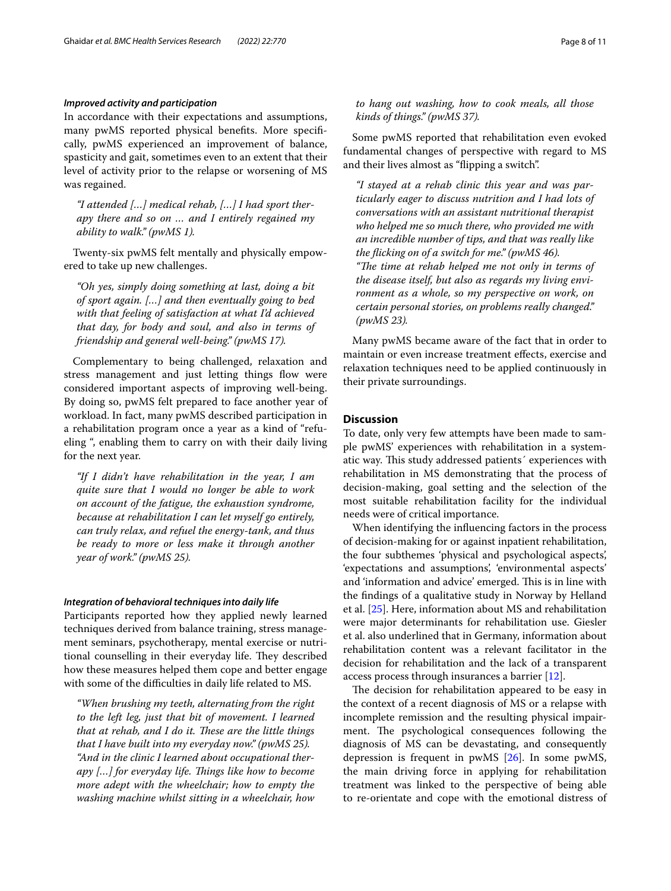#### *Improved activity and participation*

In accordance with their expectations and assumptions, many pwMS reported physical benefits. More specifically, pwMS experienced an improvement of balance, spasticity and gait, sometimes even to an extent that their level of activity prior to the relapse or worsening of MS was regained.

> *"I attended […] medical rehab, […] I had sport therapy there and so on … and I entirely regained my ability to walk." (pwMS 1).*

Twenty-six pwMS felt mentally and physically empowered to take up new challenges.

> *"Oh yes, simply doing something at last, doing a bit of sport again. […] and then eventually going to bed with that feeling of satisfaction at what I'd achieved that day, for body and soul, and also in terms of friendship and general well-being." (pwMS 17).*

Complementary to being challenged, relaxation and stress management and just letting things flow were considered important aspects of improving well-being. By doing so, pwMS felt prepared to face another year of workload. In fact, many pwMS described participation in a rehabilitation program once a year as a kind of "refueling ", enabling them to carry on with their daily living for the next year.

> *"If I didn't have rehabilitation in the year, I am quite sure that I would no longer be able to work on account of the fatigue, the exhaustion syndrome, because at rehabilitation I can let myself go entirely, can truly relax, and refuel the energy-tank, and thus be ready to more or less make it through another year of work." (pwMS 25).*

#### *Integration of behavioral techniques into daily life*

Participants reported how they applied newly learned techniques derived from balance training, stress management seminars, psychotherapy, mental exercise or nutritional counselling in their everyday life. They described how these measures helped them cope and better engage with some of the difficulties in daily life related to MS.

> *"When brushing my teeth, alternating from the right to the left leg, just that bit of movement. I learned that at rehab, and I do it. These are the little things that I have built into my everyday now." (pwMS 25).*
> *"And in the clinic I learned about occupational therapy […] for everyday life. Things like how to become more adept with the wheelchair; how to empty the washing machine whilst sitting in a wheelchair, how to hang out washing, how to cook meals, all those kinds of things." (pwMS 37).*

Some pwMS reported that rehabilitation even evoked fundamental changes of perspective with regard to MS and their lives almost as "flipping a switch".

> *"I stayed at a rehab clinic this year and was particularly eager to discuss nutrition and I had lots of conversations with an assistant nutritional therapist who helped me so much there, who provided me with an incredible number of tips, and that was really like the flicking on of a switch for me." (pwMS 46).*
> *"The time at rehab helped me not only in terms of the disease itself, but also as regards my living environment as a whole, so my perspective on work, on certain personal stories, on problems really changed." (pwMS 23).*

Many pwMS became aware of the fact that in order to maintain or even increase treatment effects, exercise and relaxation techniques need to be applied continuously in their private surroundings.

## Discussion

To date, only very few attempts have been made to sample pwMS' experiences with rehabilitation in a systematic way. This study addressed patients´ experiences with rehabilitation in MS demonstrating that the process of decision-making, goal setting and the selection of the most suitable rehabilitation facility for the individual needs were of critical importance.

When identifying the influencing factors in the process of decision-making for or against inpatient rehabilitation, the four subthemes 'physical and psychological aspects', 'expectations and assumptions', 'environmental aspects' and 'information and advice' emerged. This is in line with the findings of a qualitative study in Norway by Helland et al. [25]. Here, information about MS and rehabilitation were major determinants for rehabilitation use. Giesler et al. also underlined that in Germany, information about rehabilitation content was a relevant facilitator in the decision for rehabilitation and the lack of a transparent access process through insurances a barrier [12].

The decision for rehabilitation appeared to be easy in the context of a recent diagnosis of MS or a relapse with incomplete remission and the resulting physical impairment. The psychological consequences following the diagnosis of MS can be devastating, and consequently depression is frequent in pwMS [26]. In some pwMS, the main driving force in applying for rehabilitation treatment was linked to the perspective of being able to re-orientate and cope with the emotional distress of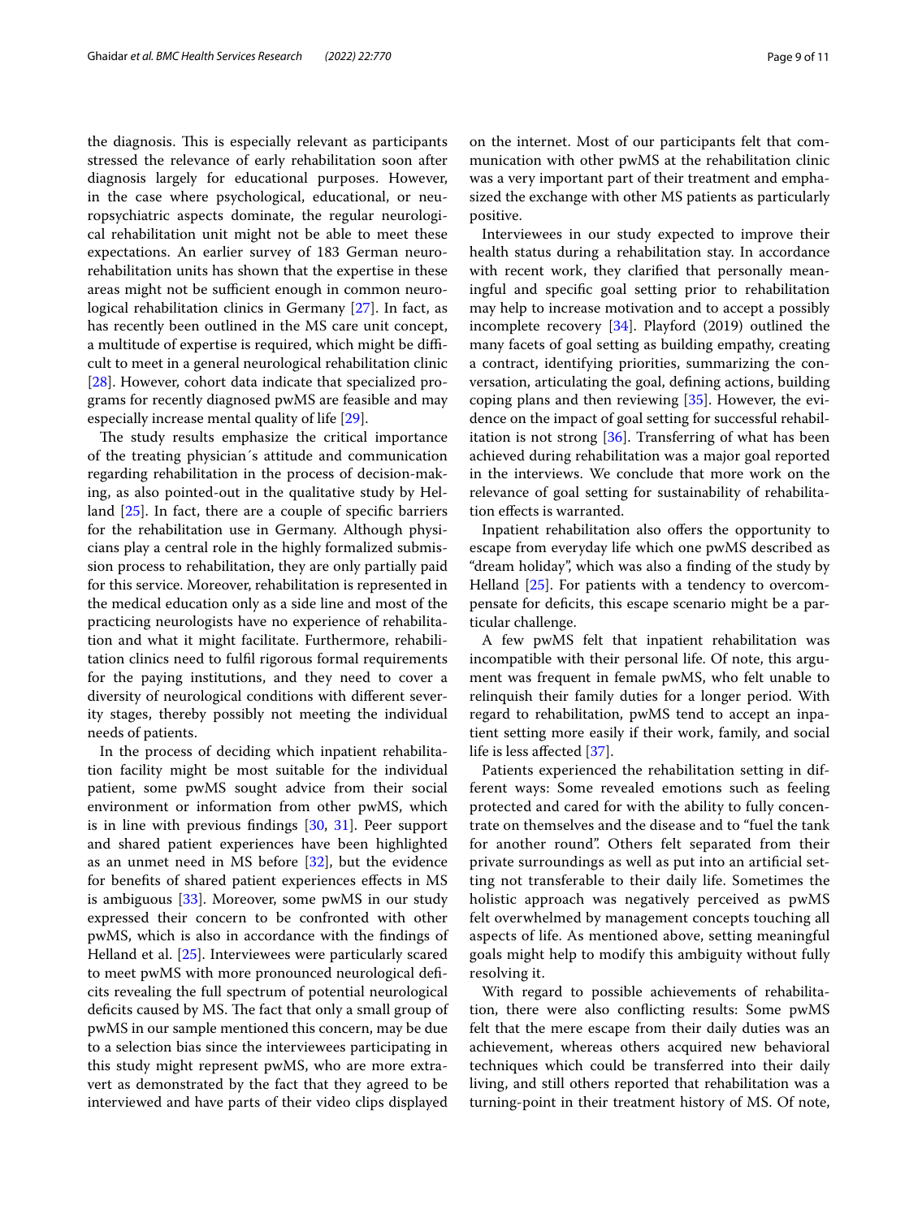the diagnosis. This is especially relevant as participants stressed the relevance of early rehabilitation soon after diagnosis largely for educational purposes. However, in the case where psychological, educational, or neuropsychiatric aspects dominate, the regular neurological rehabilitation unit might not be able to meet these expectations. An earlier survey of 183 German neurorehabilitation units has shown that the expertise in these areas might not be sufficient enough in common neurological rehabilitation clinics in Germany [27]. In fact, as has recently been outlined in the MS care unit concept, a multitude of expertise is required, which might be difficult to meet in a general neurological rehabilitation clinic [28]. However, cohort data indicate that specialized programs for recently diagnosed pwMS are feasible and may especially increase mental quality of life [29].

The study results emphasize the critical importance of the treating physician´s attitude and communication regarding rehabilitation in the process of decision-making, as also pointed-out in the qualitative study by Helland [25]. In fact, there are a couple of specific barriers for the rehabilitation use in Germany. Although physicians play a central role in the highly formalized submission process to rehabilitation, they are only partially paid for this service. Moreover, rehabilitation is represented in the medical education only as a side line and most of the practicing neurologists have no experience of rehabilitation and what it might facilitate. Furthermore, rehabilitation clinics need to fulfil rigorous formal requirements for the paying institutions, and they need to cover a diversity of neurological conditions with different severity stages, thereby possibly not meeting the individual needs of patients.

In the process of deciding which inpatient rehabilitation facility might be most suitable for the individual patient, some pwMS sought advice from their social environment or information from other pwMS, which is in line with previous findings [30, 31]. Peer support and shared patient experiences have been highlighted as an unmet need in MS before [32], but the evidence for benefits of shared patient experiences effects in MS is ambiguous [33]. Moreover, some pwMS in our study expressed their concern to be confronted with other pwMS, which is also in accordance with the findings of Helland et al. [25]. Interviewees were particularly scared to meet pwMS with more pronounced neurological deficits revealing the full spectrum of potential neurological deficits caused by MS. The fact that only a small group of pwMS in our sample mentioned this concern, may be due to a selection bias since the interviewees participating in this study might represent pwMS, who are more extravert as demonstrated by the fact that they agreed to be interviewed and have parts of their video clips displayed on the internet. Most of our participants felt that communication with other pwMS at the rehabilitation clinic was a very important part of their treatment and emphasized the exchange with other MS patients as particularly positive.

Interviewees in our study expected to improve their health status during a rehabilitation stay. In accordance with recent work, they clarified that personally meaningful and specific goal setting prior to rehabilitation may help to increase motivation and to accept a possibly incomplete recovery [34]. Playford (2019) outlined the many facets of goal setting as building empathy, creating a contract, identifying priorities, summarizing the conversation, articulating the goal, defining actions, building coping plans and then reviewing [35]. However, the evidence on the impact of goal setting for successful rehabilitation is not strong [36]. Transferring of what has been achieved during rehabilitation was a major goal reported in the interviews. We conclude that more work on the relevance of goal setting for sustainability of rehabilitation effects is warranted.

Inpatient rehabilitation also offers the opportunity to escape from everyday life which one pwMS described as "dream holiday", which was also a finding of the study by Helland [25]. For patients with a tendency to overcompensate for deficits, this escape scenario might be a particular challenge.

A few pwMS felt that inpatient rehabilitation was incompatible with their personal life. Of note, this argument was frequent in female pwMS, who felt unable to relinquish their family duties for a longer period. With regard to rehabilitation, pwMS tend to accept an inpatient setting more easily if their work, family, and social life is less affected [37].

Patients experienced the rehabilitation setting in different ways: Some revealed emotions such as feeling protected and cared for with the ability to fully concentrate on themselves and the disease and to "fuel the tank for another round". Others felt separated from their private surroundings as well as put into an artificial setting not transferable to their daily life. Sometimes the holistic approach was negatively perceived as pwMS felt overwhelmed by management concepts touching all aspects of life. As mentioned above, setting meaningful goals might help to modify this ambiguity without fully resolving it.

With regard to possible achievements of rehabilitation, there were also conflicting results: Some pwMS felt that the mere escape from their daily duties was an achievement, whereas others acquired new behavioral techniques which could be transferred into their daily living, and still others reported that rehabilitation was a turning-point in their treatment history of MS. Of note,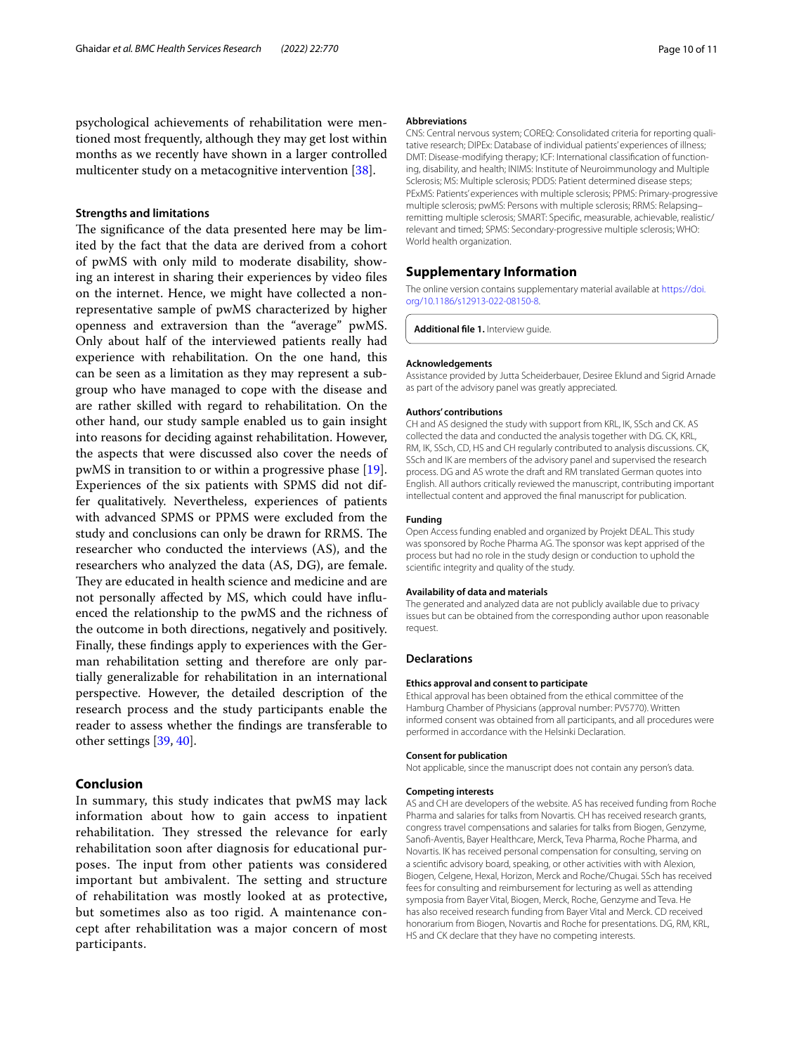psychological achievements of rehabilitation were mentioned most frequently, although they may get lost within months as we recently have shown in a larger controlled multicenter study on a metacognitive intervention [38].

### Strengths and limitations

The significance of the data presented here may be limited by the fact that the data are derived from a cohort of pwMS with only mild to moderate disability, showing an interest in sharing their experiences by video files on the internet. Hence, we might have collected a non-representative sample of pwMS characterized by higher openness and extraversion than the "average" pwMS. Only about half of the interviewed patients really had experience with rehabilitation. On the one hand, this can be seen as a limitation as they may represent a subgroup who have managed to cope with the disease and are rather skilled with regard to rehabilitation. On the other hand, our study sample enabled us to gain insight into reasons for deciding against rehabilitation. However, the aspects that were discussed also cover the needs of pwMS in transition to or within a progressive phase [19]. Experiences of the six patients with SPMS did not differ qualitatively. Nevertheless, experiences of patients with advanced SPMS or PPMS were excluded from the study and conclusions can only be drawn for RRMS. The researcher who conducted the interviews (AS), and the researchers who analyzed the data (AS, DG), are female. They are educated in health science and medicine and are not personally affected by MS, which could have influenced the relationship to the pwMS and the richness of the outcome in both directions, negatively and positively. Finally, these findings apply to experiences with the German rehabilitation setting and therefore are only partially generalizable for rehabilitation in an international perspective. However, the detailed description of the research process and the study participants enable the reader to assess whether the findings are transferable to other settings [39, 40].

## Conclusion

In summary, this study indicates that pwMS may lack information about how to gain access to inpatient rehabilitation. They stressed the relevance for early rehabilitation soon after diagnosis for educational purposes. The input from other patients was considered important but ambivalent. The setting and structure of rehabilitation was mostly looked at as protective, but sometimes also as too rigid. A maintenance concept after rehabilitation was a major concern of most participants.

#### Abbreviations

CNS: Central nervous system; COREQ: Consolidated criteria for reporting qualitative research; DIPEx: Database of individual patients' experiences of illness; DMT: Disease-modifying therapy; ICF: International classification of functioning, disability, and health; INIMS: Institute of Neuroimmunology and Multiple Sclerosis; MS: Multiple sclerosis; PDDS: Patient determined disease steps; PExMS: Patients' experiences with multiple sclerosis; PPMS: Primary-progressive multiple sclerosis; pwMS: Persons with multiple sclerosis; RRMS: Relapsing–remitting multiple sclerosis; SMART: Specific, measurable, achievable, realistic/relevant and timed; SPMS: Secondary-progressive multiple sclerosis; WHO: World health organization.

## Supplementary Information

The online version contains supplementary material available at https://doi.org/10.1186/s12913-022-08150-8.

**Additional file 1.** Interview guide.

#### Acknowledgements

Assistance provided by Jutta Scheiderbauer, Desiree Eklund and Sigrid Arnade as part of the advisory panel was greatly appreciated.

#### Authors' contributions

CH and AS designed the study with support from KRL, IK, SSch and CK. AS collected the data and conducted the analysis together with DG. CK, KRL, RM, IK, SSch, CD, HS and CH regularly contributed to analysis discussions. CK, SSch and IK are members of the advisory panel and supervised the research process. DG and AS wrote the draft and RM translated German quotes into English. All authors critically reviewed the manuscript, contributing important intellectual content and approved the final manuscript for publication.

#### Funding

Open Access funding enabled and organized by Projekt DEAL. This study was sponsored by Roche Pharma AG. The sponsor was kept apprised of the process but had no role in the study design or conduction to uphold the scientific integrity and quality of the study.

#### Availability of data and materials

The generated and analyzed data are not publicly available due to privacy issues but can be obtained from the corresponding author upon reasonable request.

### Declarations

#### Ethics approval and consent to participate

Ethical approval has been obtained from the ethical committee of the Hamburg Chamber of Physicians (approval number: PV5770). Written informed consent was obtained from all participants, and all procedures were performed in accordance with the Helsinki Declaration.

#### Consent for publication

Not applicable, since the manuscript does not contain any person's data.

#### Competing interests

AS and CH are developers of the website. AS has received funding from Roche Pharma and salaries for talks from Novartis. CH has received research grants, congress travel compensations and salaries for talks from Biogen, Genzyme, Sanofi-Aventis, Bayer Healthcare, Merck, Teva Pharma, Roche Pharma, and Novartis. IK has received personal compensation for consulting, serving on a scientific advisory board, speaking, or other activities with with Alexion, Biogen, Celgene, Hexal, Horizon, Merck and Roche/Chugai. SSch has received fees for consulting and reimbursement for lecturing as well as attending symposia from Bayer Vital, Biogen, Merck, Roche, Genzyme and Teva. He has also received research funding from Bayer Vital and Merck. CD received honorarium from Biogen, Novartis and Roche for presentations. DG, RM, KRL, HS and CK declare that they have no competing interests.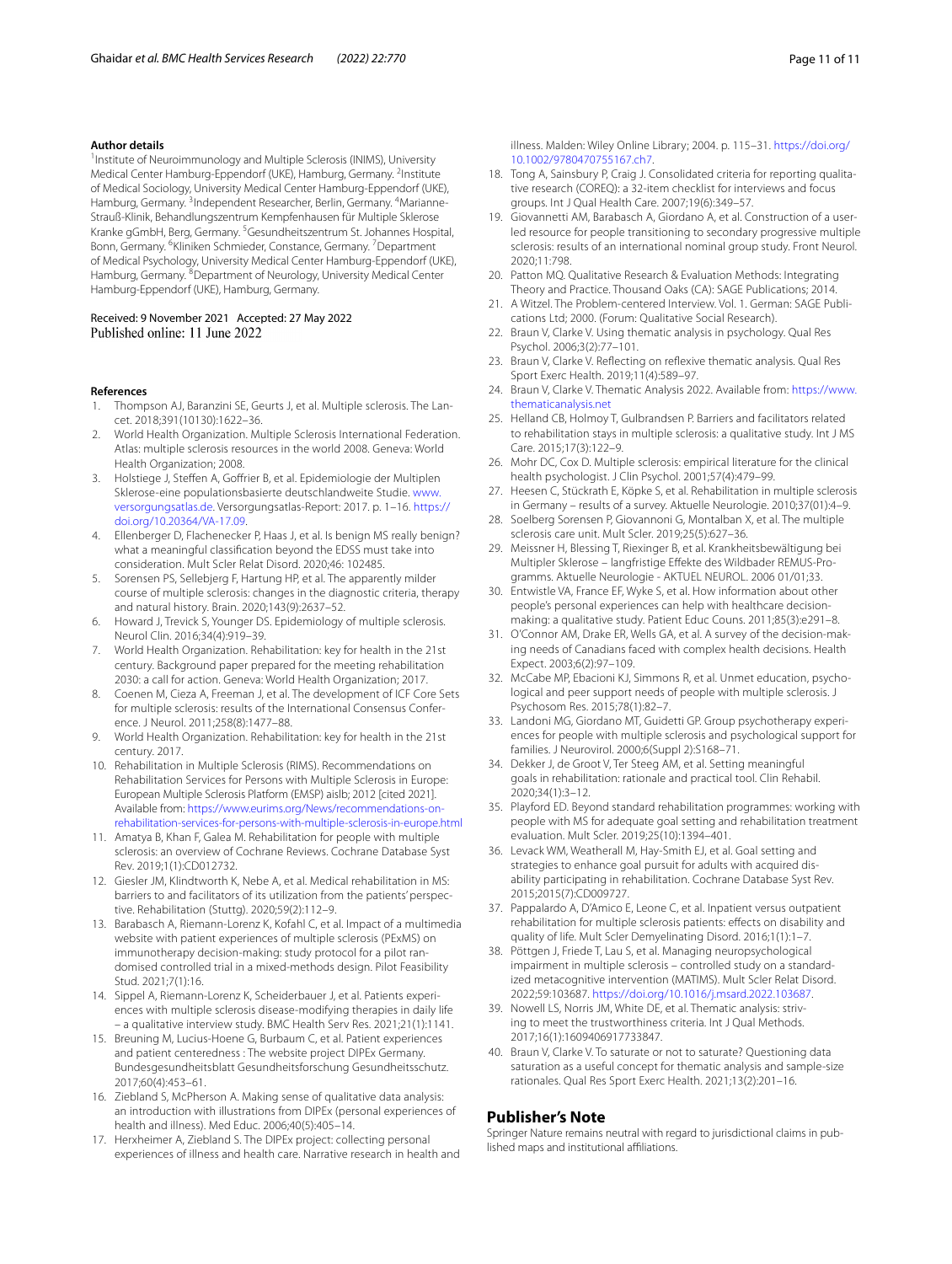### Author details

[1]Institute of Neuroimmunology and Multiple Sclerosis (INIMS), University Medical Center Hamburg-Eppendorf (UKE), Hamburg, Germany. [2]Institute of Medical Sociology, University Medical Center Hamburg-Eppendorf (UKE), Hamburg, Germany. [3]Independent Researcher, Berlin, Germany. [4]Marianne-Strauß-Klinik, Behandlungszentrum Kempfenhausen für Multiple Sklerose Kranke gGmbH, Berg, Germany. [5]Gesundheitszentrum St. Johannes Hospital, Bonn, Germany. [6]Kliniken Schmieder, Constance, Germany. [7]Department of Medical Psychology, University Medical Center Hamburg-Eppendorf (UKE), Hamburg, Germany. [8]Department of Neurology, University Medical Center Hamburg-Eppendorf (UKE), Hamburg, Germany.

Received: 9 November 2021 Accepted: 27 May 2022
Published online: 11 June 2022

### References

1. Thompson AJ, Baranzini SE, Geurts J, et al. Multiple sclerosis. The Lancet. 2018;391(10130):1622–36.
2. World Health Organization. Multiple Sclerosis International Federation. Atlas: multiple sclerosis resources in the world 2008. Geneva: World Health Organization; 2008.
3. Holstiege J, Steffen A, Goffrier B, et al. Epidemiologie der Multiplen Sklerose-eine populationsbasierte deutschlandweite Studie. www.versorgungsatlas.de. Versorgungsatlas-Report: 2017. p. 1–16. https://doi.org/10.20364/VA-17.09.
4. Ellenberger D, Flachenecker P, Haas J, et al. Is benign MS really benign? what a meaningful classification beyond the EDSS must take into consideration. Mult Scler Relat Disord. 2020;46: 102485.
5. Sorensen PS, Sellebjerg F, Hartung HP, et al. The apparently milder course of multiple sclerosis: changes in the diagnostic criteria, therapy and natural history. Brain. 2020;143(9):2637–52.
6. Howard J, Trevick S, Younger DS. Epidemiology of multiple sclerosis. Neurol Clin. 2016;34(4):919–39.
7. World Health Organization. Rehabilitation: key for health in the 21st century. Background paper prepared for the meeting rehabilitation 2030: a call for action. Geneva: World Health Organization; 2017.
8. Coenen M, Cieza A, Freeman J, et al. The development of ICF Core Sets for multiple sclerosis: results of the International Consensus Conference. J Neurol. 2011;258(8):1477–88.
9. World Health Organization. Rehabilitation: key for health in the 21st century. 2017.
10. Rehabilitation in Multiple Sclerosis (RIMS). Recommendations on Rehabilitation Services for Persons with Multiple Sclerosis in Europe: European Multiple Sclerosis Platform (EMSP) aislb; 2012 [cited 2021]. Available from: https://www.eurims.org/News/recommendations-on-rehabilitation-services-for-persons-with-multiple-sclerosis-in-europe.html
11. Amatya B, Khan F, Galea M. Rehabilitation for people with multiple sclerosis: an overview of Cochrane Reviews. Cochrane Database Syst Rev. 2019;1(1):CD012732.
12. Giesler JM, Klindtworth K, Nebe A, et al. Medical rehabilitation in MS: barriers to and facilitators of its utilization from the patients' perspective. Rehabilitation (Stuttg). 2020;59(2):112–9.
13. Barabasch A, Riemann-Lorenz K, Kofahl C, et al. Impact of a multimedia website with patient experiences of multiple sclerosis (PExMS) on immunotherapy decision-making: study protocol for a pilot randomised controlled trial in a mixed-methods design. Pilot Feasibility Stud. 2021;7(1):16.
14. Sippel A, Riemann-Lorenz K, Scheiderbauer J, et al. Patients experiences with multiple sclerosis disease-modifying therapies in daily life – a qualitative interview study. BMC Health Serv Res. 2021;21(1):1141.
15. Breuning M, Lucius-Hoene G, Burbaum C, et al. Patient experiences and patient centeredness : The website project DIPEx Germany. Bundesgesundheitsblatt Gesundheitsforschung Gesundheitsschutz. 2017;60(4):453–61.
16. Ziebland S, McPherson A. Making sense of qualitative data analysis: an introduction with illustrations from DIPEx (personal experiences of health and illness). Med Educ. 2006;40(5):405–14.
17. Herxheimer A, Ziebland S. The DIPEx project: collecting personal experiences of illness and health care. Narrative research in health and illness. Malden: Wiley Online Library; 2004. p. 115–31. https://doi.org/10.1002/9780470755167.ch7.
18. Tong A, Sainsbury P, Craig J. Consolidated criteria for reporting qualitative research (COREQ): a 32-item checklist for interviews and focus groups. Int J Qual Health Care. 2007;19(6):349–57.
19. Giovannetti AM, Barabasch A, Giordano A, et al. Construction of a user-led resource for people transitioning to secondary progressive multiple sclerosis: results of an international nominal group study. Front Neurol. 2020;11:798.
20. Patton MQ. Qualitative Research & Evaluation Methods: Integrating Theory and Practice. Thousand Oaks (CA): SAGE Publications; 2014.
21. A Witzel. The Problem-centered Interview. Vol. 1. German: SAGE Publications Ltd; 2000. (Forum: Qualitative Social Research).
22. Braun V, Clarke V. Using thematic analysis in psychology. Qual Res Psychol. 2006;3(2):77–101.
23. Braun V, Clarke V. Reflecting on reflexive thematic analysis. Qual Res Sport Exerc Health. 2019;11(4):589–97.
24. Braun V, Clarke V. Thematic Analysis 2022. Available from: https://www.thematicanalysis.net
25. Helland CB, Holmoy T, Gulbrandsen P. Barriers and facilitators related to rehabilitation stays in multiple sclerosis: a qualitative study. Int J MS Care. 2015;17(3):122–9.
26. Mohr DC, Cox D. Multiple sclerosis: empirical literature for the clinical health psychologist. J Clin Psychol. 2001;57(4):479–99.
27. Heesen C, Stückrath E, Köpke S, et al. Rehabilitation in multiple sclerosis in Germany – results of a survey. Aktuelle Neurologie. 2010;37(01):4–9.
28. Soelberg Sorensen P, Giovannoni G, Montalban X, et al. The multiple sclerosis care unit. Mult Scler. 2019;25(5):627–36.
29. Meissner H, Blessing T, Riexinger B, et al. Krankheitsbewältigung bei Multipler Sklerose – langfristige Effekte des Wildbader REMUS-Programms. Aktuelle Neurologie - AKTUEL NEUROL. 2006 01/01;33.
30. Entwistle VA, France EF, Wyke S, et al. How information about other people's personal experiences can help with healthcare decision-making: a qualitative study. Patient Educ Couns. 2011;85(3):e291–8.
31. O'Connor AM, Drake ER, Wells GA, et al. A survey of the decision-making needs of Canadians faced with complex health decisions. Health Expect. 2003;6(2):97–109.
32. McCabe MP, Ebacioni KJ, Simmons R, et al. Unmet education, psychological and peer support needs of people with multiple sclerosis. J Psychosom Res. 2015;78(1):82–7.
33. Landoni MG, Giordano MT, Guidetti GP. Group psychotherapy experiences for people with multiple sclerosis and psychological support for families. J Neurovirol. 2000;6(Suppl 2):S168–71.
34. Dekker J, de Groot V, Ter Steeg AM, et al. Setting meaningful goals in rehabilitation: rationale and practical tool. Clin Rehabil. 2020;34(1):3–12.
35. Playford ED. Beyond standard rehabilitation programmes: working with people with MS for adequate goal setting and rehabilitation treatment evaluation. Mult Scler. 2019;25(10):1394–401.
36. Levack WM, Weatherall M, Hay-Smith EJ, et al. Goal setting and strategies to enhance goal pursuit for adults with acquired disability participating in rehabilitation. Cochrane Database Syst Rev. 2015;2015(7):CD009727.
37. Pappalardo A, D'Amico E, Leone C, et al. Inpatient versus outpatient rehabilitation for multiple sclerosis patients: effects on disability and quality of life. Mult Scler Demyelinating Disord. 2016;1(1):1–7.
38. Pöttgen J, Friede T, Lau S, et al. Managing neuropsychological impairment in multiple sclerosis – controlled study on a standardized metacognitive intervention (MATIMS). Mult Scler Relat Disord. 2022;59:103687. https://doi.org/10.1016/j.msard.2022.103687.
39. Nowell LS, Norris JM, White DE, et al. Thematic analysis: striving to meet the trustworthiness criteria. Int J Qual Methods. 2017;16(1):1609406917733847.
40. Braun V, Clarke V. To saturate or not to saturate? Questioning data saturation as a useful concept for thematic analysis and sample-size rationales. Qual Res Sport Exerc Health. 2021;13(2):201–16.

## Publisher's Note

Springer Nature remains neutral with regard to jurisdictional claims in published maps and institutional affiliations.